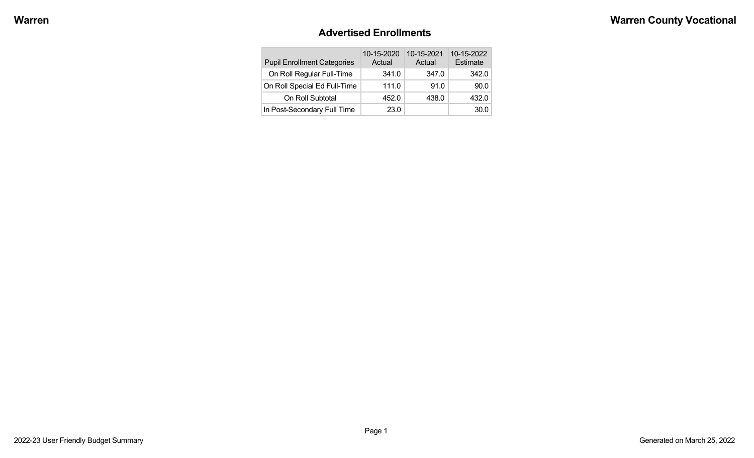Warren

Warren County Vocational

## Advertised Enrollments

| Pupil Enrollment Categories | 10-15-2020 Actual | 10-15-2021 Actual | 10-15-2022 Estimate |
|---|---|---|---|
| On Roll Regular Full-Time | 341.0 | 347.0 | 342.0 |
| On Roll Special Ed Full-Time | 111.0 | 91.0 | 90.0 |
| On Roll Subtotal | 452.0 | 438.0 | 432.0 |
| In Post-Secondary Full Time | 23.0 | | 30.0 |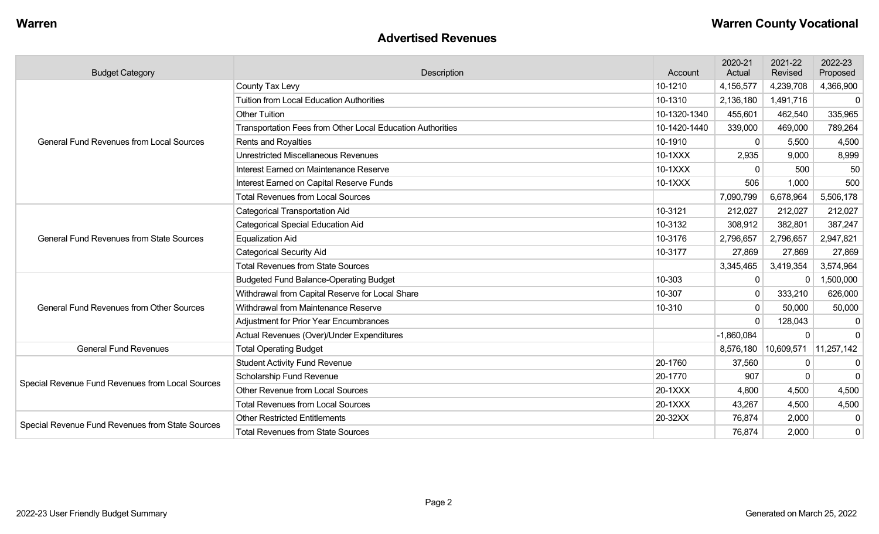Warren | Warren County Vocational

## Advertised Revenues

| Budget Category | Description | Account | 2020-21 Actual | 2021-22 Revised | 2022-23 Proposed |
|---|---|---|---|---|---|
| General Fund Revenues from Local Sources | County Tax Levy | 10-1210 | 4,156,577 | 4,239,708 | 4,366,900 |
| | Tuition from Local Education Authorities | 10-1310 | 2,136,180 | 1,491,716 | 0 |
| | Other Tuition | 10-1320-1340 | 455,601 | 462,540 | 335,965 |
| | Transportation Fees from Other Local Education Authorities | 10-1420-1440 | 339,000 | 469,000 | 789,264 |
| | Rents and Royalties | 10-1910 | 0 | 5,500 | 4,500 |
| | Unrestricted Miscellaneous Revenues | 10-1XXX | 2,935 | 9,000 | 8,999 |
| | Interest Earned on Maintenance Reserve | 10-1XXX | 0 | 500 | 50 |
| | Interest Earned on Capital Reserve Funds | 10-1XXX | 506 | 1,000 | 500 |
| | Total Revenues from Local Sources | | 7,090,799 | 6,678,964 | 5,506,178 |
| General Fund Revenues from State Sources | Categorical Transportation Aid | 10-3121 | 212,027 | 212,027 | 212,027 |
| | Categorical Special Education Aid | 10-3132 | 308,912 | 382,801 | 387,247 |
| | Equalization Aid | 10-3176 | 2,796,657 | 2,796,657 | 2,947,821 |
| | Categorical Security Aid | 10-3177 | 27,869 | 27,869 | 27,869 |
| | Total Revenues from State Sources | | 3,345,465 | 3,419,354 | 3,574,964 |
| General Fund Revenues from Other Sources | Budgeted Fund Balance-Operating Budget | 10-303 | 0 | 0 | 1,500,000 |
| | Withdrawal from Capital Reserve for Local Share | 10-307 | 0 | 333,210 | 626,000 |
| | Withdrawal from Maintenance Reserve | 10-310 | 0 | 50,000 | 50,000 |
| | Adjustment for Prior Year Encumbrances | | 0 | 128,043 | 0 |
| | Actual Revenues (Over)/Under Expenditures | | -1,860,084 | 0 | 0 |
| General Fund Revenues | Total Operating Budget | | 8,576,180 | 10,609,571 | 11,257,142 |
| Special Revenue Fund Revenues from Local Sources | Student Activity Fund Revenue | 20-1760 | 37,560 | 0 | 0 |
| | Scholarship Fund Revenue | 20-1770 | 907 | 0 | 0 |
| | Other Revenue from Local Sources | 20-1XXX | 4,800 | 4,500 | 4,500 |
| | Total Revenues from Local Sources | 20-1XXX | 43,267 | 4,500 | 4,500 |
| Special Revenue Fund Revenues from State Sources | Other Restricted Entitlements | 20-32XX | 76,874 | 2,000 | 0 |
| | Total Revenues from State Sources | | 76,874 | 2,000 | 0 |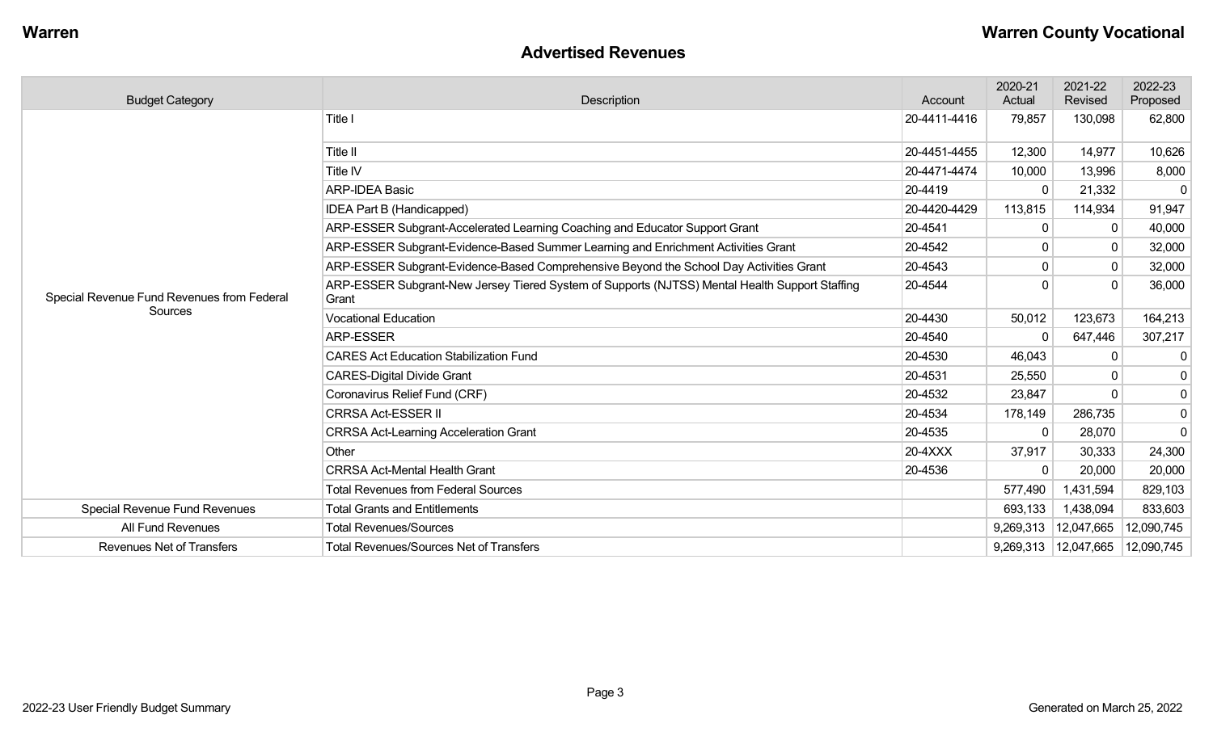## Advertised Revenues

| Budget Category | Description | Account | 2020-21 Actual | 2021-22 Revised | 2022-23 Proposed |
|---|---|---|---|---|---|
| Special Revenue Fund Revenues from Federal Sources | Title I | 20-4411-4416 | 79,857 | 130,098 | 62,800 |
| | Title II | 20-4451-4455 | 12,300 | 14,977 | 10,626 |
| | Title IV | 20-4471-4474 | 10,000 | 13,996 | 8,000 |
| | ARP-IDEA Basic | 20-4419 | 0 | 21,332 | 0 |
| | IDEA Part B (Handicapped) | 20-4420-4429 | 113,815 | 114,934 | 91,947 |
| | ARP-ESSER Subgrant-Accelerated Learning Coaching and Educator Support Grant | 20-4541 | 0 | 0 | 40,000 |
| | ARP-ESSER Subgrant-Evidence-Based Summer Learning and Enrichment Activities Grant | 20-4542 | 0 | 0 | 32,000 |
| | ARP-ESSER Subgrant-Evidence-Based Comprehensive Beyond the School Day Activities Grant | 20-4543 | 0 | 0 | 32,000 |
| | ARP-ESSER Subgrant-New Jersey Tiered System of Supports (NJTSS) Mental Health Support Staffing Grant | 20-4544 | 0 | 0 | 36,000 |
| | Vocational Education | 20-4430 | 50,012 | 123,673 | 164,213 |
| | ARP-ESSER | 20-4540 | 0 | 647,446 | 307,217 |
| | CARES Act Education Stabilization Fund | 20-4530 | 46,043 | 0 | 0 |
| | CARES-Digital Divide Grant | 20-4531 | 25,550 | 0 | 0 |
| | Coronavirus Relief Fund (CRF) | 20-4532 | 23,847 | 0 | 0 |
| | CRRSA Act-ESSER II | 20-4534 | 178,149 | 286,735 | 0 |
| | CRRSA Act-Learning Acceleration Grant | 20-4535 | 0 | 28,070 | 0 |
| | Other | 20-4XXX | 37,917 | 30,333 | 24,300 |
| | CRRSA Act-Mental Health Grant | 20-4536 | 0 | 20,000 | 20,000 |
| | Total Revenues from Federal Sources | | 577,490 | 1,431,594 | 829,103 |
| Special Revenue Fund Revenues | Total Grants and Entitlements | | 693,133 | 1,438,094 | 833,603 |
| All Fund Revenues | Total Revenues/Sources | | 9,269,313 | 12,047,665 | 12,090,745 |
| Revenues Net of Transfers | Total Revenues/Sources Net of Transfers | | 9,269,313 | 12,047,665 | 12,090,745 |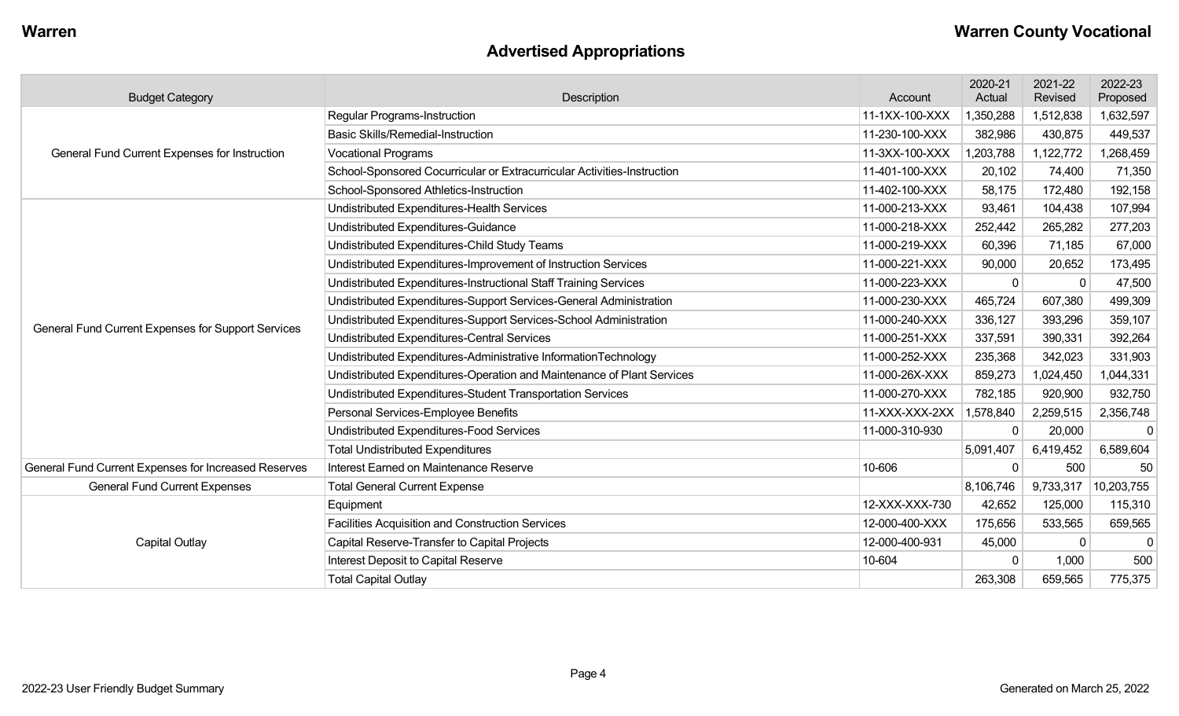**Warren** | **Warren County Vocational**

# Advertised Appropriations

| Budget Category | Description | Account | 2020-21 Actual | 2021-22 Revised | 2022-23 Proposed |
|---|---|---|---|---|---|
| General Fund Current Expenses for Instruction | Regular Programs-Instruction | 11-1XX-100-XXX | 1,350,288 | 1,512,838 | 1,632,597 |
| | Basic Skills/Remedial-Instruction | 11-230-100-XXX | 382,986 | 430,875 | 449,537 |
| | Vocational Programs | 11-3XX-100-XXX | 1,203,788 | 1,122,772 | 1,268,459 |
| | School-Sponsored Cocurricular or Extracurricular Activities-Instruction | 11-401-100-XXX | 20,102 | 74,400 | 71,350 |
| | School-Sponsored Athletics-Instruction | 11-402-100-XXX | 58,175 | 172,480 | 192,158 |
| General Fund Current Expenses for Support Services | Undistributed Expenditures-Health Services | 11-000-213-XXX | 93,461 | 104,438 | 107,994 |
| | Undistributed Expenditures-Guidance | 11-000-218-XXX | 252,442 | 265,282 | 277,203 |
| | Undistributed Expenditures-Child Study Teams | 11-000-219-XXX | 60,396 | 71,185 | 67,000 |
| | Undistributed Expenditures-Improvement of Instruction Services | 11-000-221-XXX | 90,000 | 20,652 | 173,495 |
| | Undistributed Expenditures-Instructional Staff Training Services | 11-000-223-XXX | 0 | 0 | 47,500 |
| | Undistributed Expenditures-Support Services-General Administration | 11-000-230-XXX | 465,724 | 607,380 | 499,309 |
| | Undistributed Expenditures-Support Services-School Administration | 11-000-240-XXX | 336,127 | 393,296 | 359,107 |
| | Undistributed Expenditures-Central Services | 11-000-251-XXX | 337,591 | 390,331 | 392,264 |
| | Undistributed Expenditures-Administrative InformationTechnology | 11-000-252-XXX | 235,368 | 342,023 | 331,903 |
| | Undistributed Expenditures-Operation and Maintenance of Plant Services | 11-000-26X-XXX | 859,273 | 1,024,450 | 1,044,331 |
| | Undistributed Expenditures-Student Transportation Services | 11-000-270-XXX | 782,185 | 920,900 | 932,750 |
| | Personal Services-Employee Benefits | 11-XXX-XXX-2XX | 1,578,840 | 2,259,515 | 2,356,748 |
| | Undistributed Expenditures-Food Services | 11-000-310-930 | 0 | 20,000 | 0 |
| | Total Undistributed Expenditures | | 5,091,407 | 6,419,452 | 6,589,604 |
| General Fund Current Expenses for Increased Reserves | Interest Earned on Maintenance Reserve | 10-606 | 0 | 500 | 50 |
| General Fund Current Expenses | Total General Current Expense | | 8,106,746 | 9,733,317 | 10,203,755 |
| Capital Outlay | Equipment | 12-XXX-XXX-730 | 42,652 | 125,000 | 115,310 |
| | Facilities Acquisition and Construction Services | 12-000-400-XXX | 175,656 | 533,565 | 659,565 |
| | Capital Reserve-Transfer to Capital Projects | 12-000-400-931 | 45,000 | 0 | 0 |
| | Interest Deposit to Capital Reserve | 10-604 | 0 | 1,000 | 500 |
| | Total Capital Outlay | | 263,308 | 659,565 | 775,375 |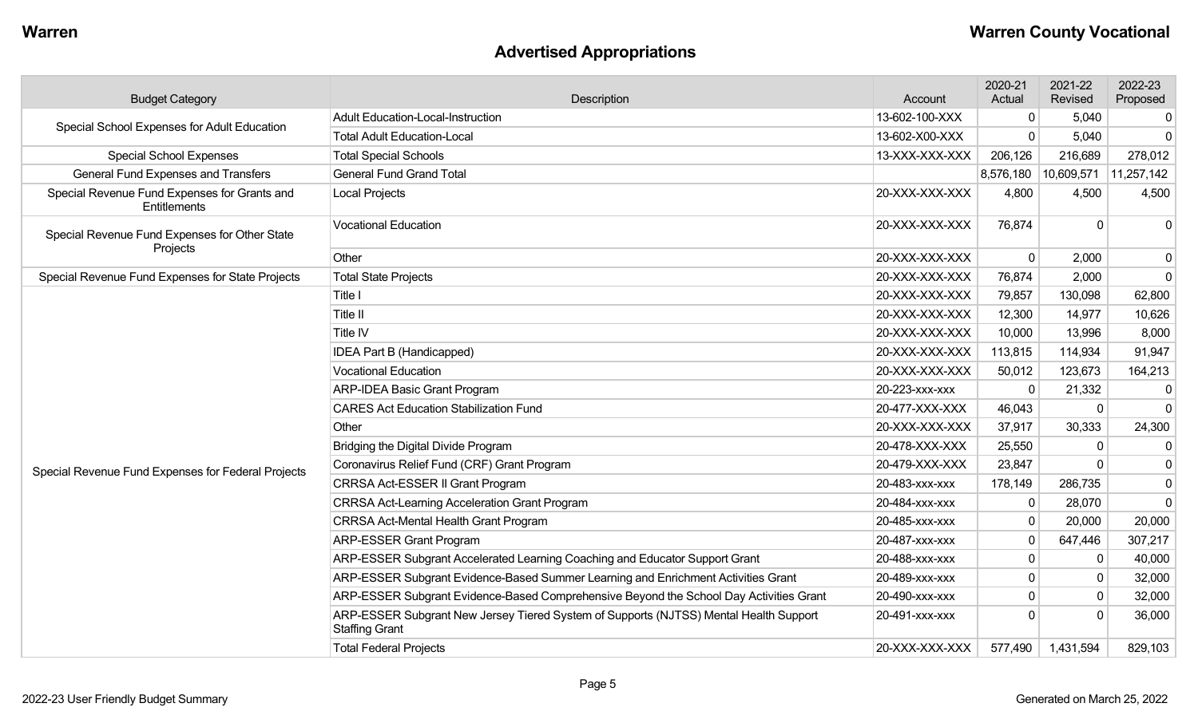## Advertised Appropriations

| Budget Category | Description | Account | 2020-21 Actual | 2021-22 Revised | 2022-23 Proposed |
|---|---|---|---|---|---|
| Special School Expenses for Adult Education | Adult Education-Local-Instruction | 13-602-100-XXX | 0 | 5,040 | 0 |
| | Total Adult Education-Local | 13-602-X00-XXX | 0 | 5,040 | 0 |
| Special School Expenses | Total Special Schools | 13-XXX-XXX-XXX | 206,126 | 216,689 | 278,012 |
| General Fund Expenses and Transfers | General Fund Grand Total | | 8,576,180 | 10,609,571 | 11,257,142 |
| Special Revenue Fund Expenses for Grants and Entitlements | Local Projects | 20-XXX-XXX-XXX | 4,800 | 4,500 | 4,500 |
| Special Revenue Fund Expenses for Other State Projects | Vocational Education | 20-XXX-XXX-XXX | 76,874 | 0 | 0 |
| | Other | 20-XXX-XXX-XXX | 0 | 2,000 | 0 |
| Special Revenue Fund Expenses for State Projects | Total State Projects | 20-XXX-XXX-XXX | 76,874 | 2,000 | 0 |
| Special Revenue Fund Expenses for Federal Projects | Title I | 20-XXX-XXX-XXX | 79,857 | 130,098 | 62,800 |
| | Title II | 20-XXX-XXX-XXX | 12,300 | 14,977 | 10,626 |
| | Title IV | 20-XXX-XXX-XXX | 10,000 | 13,996 | 8,000 |
| | IDEA Part B (Handicapped) | 20-XXX-XXX-XXX | 113,815 | 114,934 | 91,947 |
| | Vocational Education | 20-XXX-XXX-XXX | 50,012 | 123,673 | 164,213 |
| | ARP-IDEA Basic Grant Program | 20-223-xxx-xxx | 0 | 21,332 | 0 |
| | CARES Act Education Stabilization Fund | 20-477-XXX-XXX | 46,043 | 0 | 0 |
| | Other | 20-XXX-XXX-XXX | 37,917 | 30,333 | 24,300 |
| | Bridging the Digital Divide Program | 20-478-XXX-XXX | 25,550 | 0 | 0 |
| | Coronavirus Relief Fund (CRF) Grant Program | 20-479-XXX-XXX | 23,847 | 0 | 0 |
| | CRRSA Act-ESSER II Grant Program | 20-483-xxx-xxx | 178,149 | 286,735 | 0 |
| | CRRSA Act-Learning Acceleration Grant Program | 20-484-xxx-xxx | 0 | 28,070 | 0 |
| | CRRSA Act-Mental Health Grant Program | 20-485-xxx-xxx | 0 | 20,000 | 20,000 |
| | ARP-ESSER Grant Program | 20-487-xxx-xxx | 0 | 647,446 | 307,217 |
| | ARP-ESSER Subgrant Accelerated Learning Coaching and Educator Support Grant | 20-488-xxx-xxx | 0 | 0 | 40,000 |
| | ARP-ESSER Subgrant Evidence-Based Summer Learning and Enrichment Activities Grant | 20-489-xxx-xxx | 0 | 0 | 32,000 |
| | ARP-ESSER Subgrant Evidence-Based Comprehensive Beyond the School Day Activities Grant | 20-490-xxx-xxx | 0 | 0 | 32,000 |
| | ARP-ESSER Subgrant New Jersey Tiered System of Supports (NJTSS) Mental Health Support Staffing Grant | 20-491-xxx-xxx | 0 | 0 | 36,000 |
| | Total Federal Projects | 20-XXX-XXX-XXX | 577,490 | 1,431,594 | 829,103 |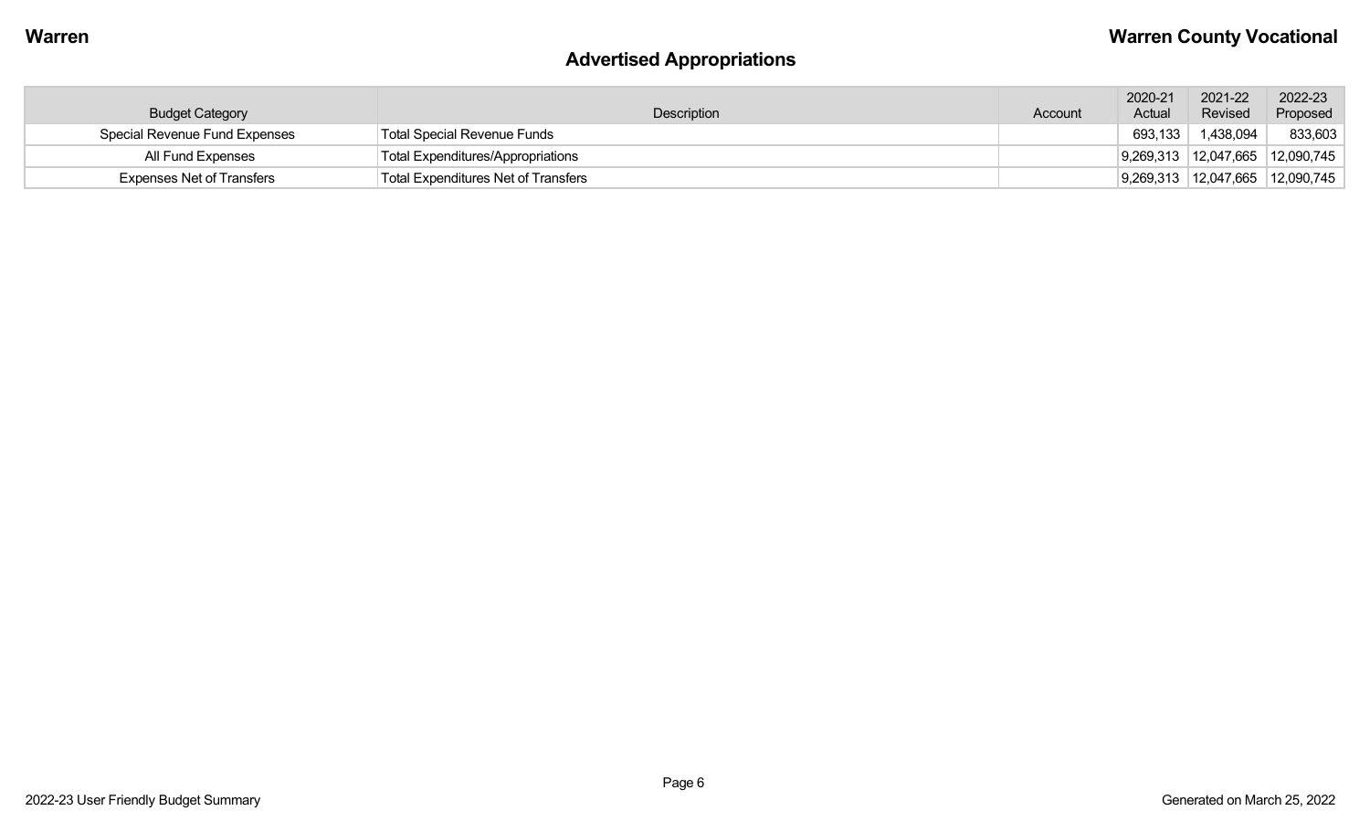## Advertised Appropriations

| Budget Category | Description | Account | 2020-21 Actual | 2021-22 Revised | 2022-23 Proposed |
|---|---|---|---|---|---|
| Special Revenue Fund Expenses | Total Special Revenue Funds | | 693,133 | 1,438,094 | 833,603 |
| All Fund Expenses | Total Expenditures/Appropriations | | 9,269,313 | 12,047,665 | 12,090,745 |
| Expenses Net of Transfers | Total Expenditures Net of Transfers | | 9,269,313 | 12,047,665 | 12,090,745 |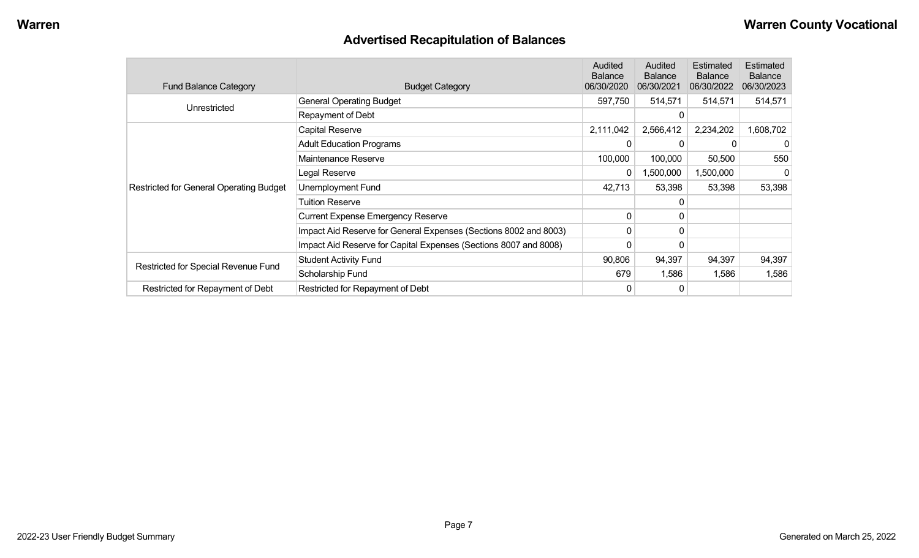## Advertised Recapitulation of Balances

| Fund Balance Category | Budget Category | Audited Balance 06/30/2020 | Audited Balance 06/30/2021 | Estimated Balance 06/30/2022 | Estimated Balance 06/30/2023 |
|---|---|---|---|---|---|
| Unrestricted | General Operating Budget | 597,750 | 514,571 | 514,571 | 514,571 |
| | Repayment of Debt | | 0 | | |
| Restricted for General Operating Budget | Capital Reserve | 2,111,042 | 2,566,412 | 2,234,202 | 1,608,702 |
| | Adult Education Programs | 0 | 0 | 0 | 0 |
| | Maintenance Reserve | 100,000 | 100,000 | 50,500 | 550 |
| | Legal Reserve | 0 | 1,500,000 | 1,500,000 | 0 |
| | Unemployment Fund | 42,713 | 53,398 | 53,398 | 53,398 |
| | Tuition Reserve | | 0 | | |
| | Current Expense Emergency Reserve | 0 | 0 | | |
| | Impact Aid Reserve for General Expenses (Sections 8002 and 8003) | 0 | 0 | | |
| | Impact Aid Reserve for Capital Expenses (Sections 8007 and 8008) | 0 | 0 | | |
| Restricted for Special Revenue Fund | Student Activity Fund | 90,806 | 94,397 | 94,397 | 94,397 |
| | Scholarship Fund | 679 | 1,586 | 1,586 | 1,586 |
| Restricted for Repayment of Debt | Restricted for Repayment of Debt | 0 | 0 | | |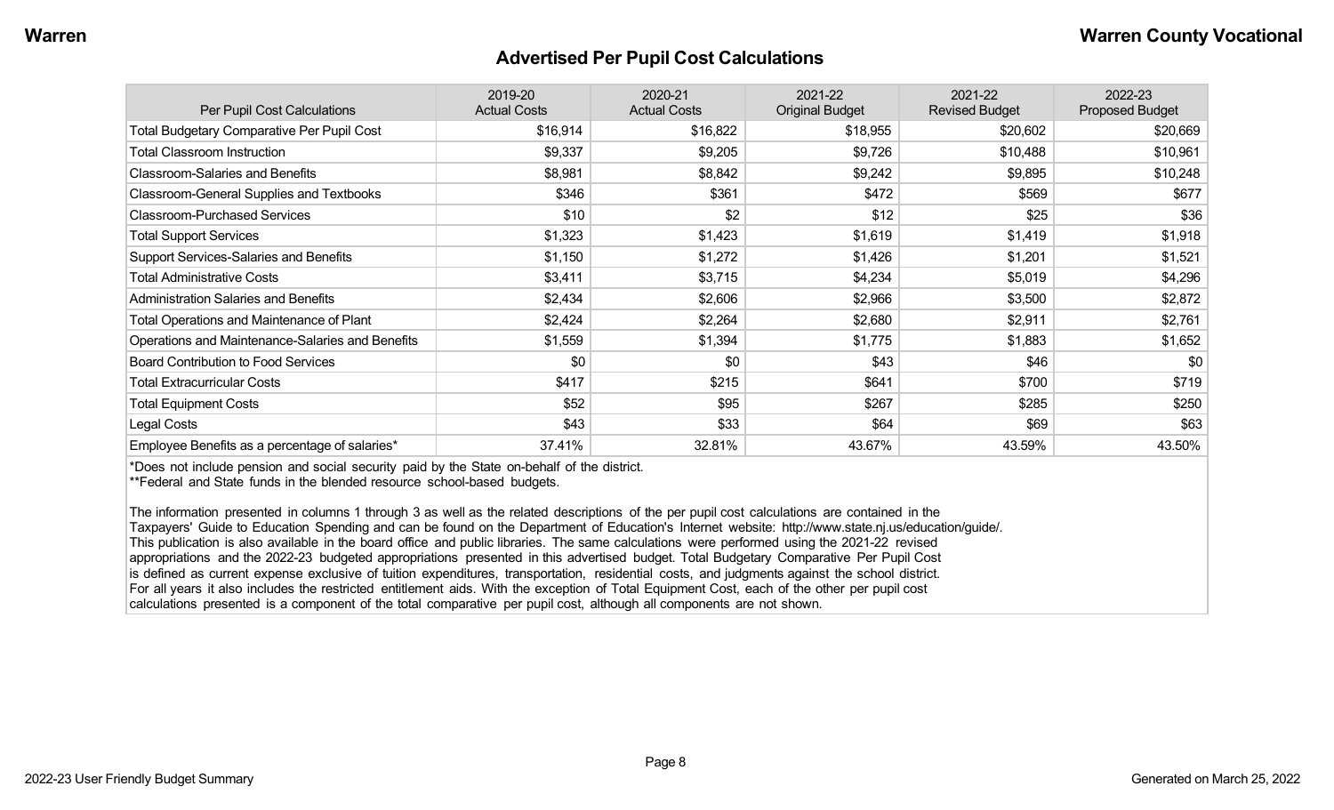# Advertised Per Pupil Cost Calculations

| Per Pupil Cost Calculations | 2019-20 Actual Costs | 2020-21 Actual Costs | 2021-22 Original Budget | 2021-22 Revised Budget | 2022-23 Proposed Budget |
|---|---|---|---|---|---|
| Total Budgetary Comparative Per Pupil Cost | $16,914 | $16,822 | $18,955 | $20,602 | $20,669 |
| Total Classroom Instruction | $9,337 | $9,205 | $9,726 | $10,488 | $10,961 |
| Classroom-Salaries and Benefits | $8,981 | $8,842 | $9,242 | $9,895 | $10,248 |
| Classroom-General Supplies and Textbooks | $346 | $361 | $472 | $569 | $677 |
| Classroom-Purchased Services | $10 | $2 | $12 | $25 | $36 |
| Total Support Services | $1,323 | $1,423 | $1,619 | $1,419 | $1,918 |
| Support Services-Salaries and Benefits | $1,150 | $1,272 | $1,426 | $1,201 | $1,521 |
| Total Administrative Costs | $3,411 | $3,715 | $4,234 | $5,019 | $4,296 |
| Administration Salaries and Benefits | $2,434 | $2,606 | $2,966 | $3,500 | $2,872 |
| Total Operations and Maintenance of Plant | $2,424 | $2,264 | $2,680 | $2,911 | $2,761 |
| Operations and Maintenance-Salaries and Benefits | $1,559 | $1,394 | $1,775 | $1,883 | $1,652 |
| Board Contribution to Food Services | $0 | $0 | $43 | $46 | $0 |
| Total Extracurricular Costs | $417 | $215 | $641 | $700 | $719 |
| Total Equipment Costs | $52 | $95 | $267 | $285 | $250 |
| Legal Costs | $43 | $33 | $64 | $69 | $63 |
| Employee Benefits as a percentage of salaries* | 37.41% | 32.81% | 43.67% | 43.59% | 43.50% |

*Does not include pension and social security paid by the State on-behalf of the district.
**Federal and State funds in the blended resource school-based budgets.

The information presented in columns 1 through 3 as well as the related descriptions of the per pupil cost calculations are contained in the Taxpayers' Guide to Education Spending and can be found on the Department of Education's Internet website: http://www.state.nj.us/education/guide/. This publication is also available in the board office and public libraries. The same calculations were performed using the 2021-22 revised appropriations and the 2022-23 budgeted appropriations presented in this advertised budget. Total Budgetary Comparative Per Pupil Cost is defined as current expense exclusive of tuition expenditures, transportation, residential costs, and judgments against the school district. For all years it also includes the restricted entitlement aids. With the exception of Total Equipment Cost, each of the other per pupil cost calculations presented is a component of the total comparative per pupil cost, although all components are not shown.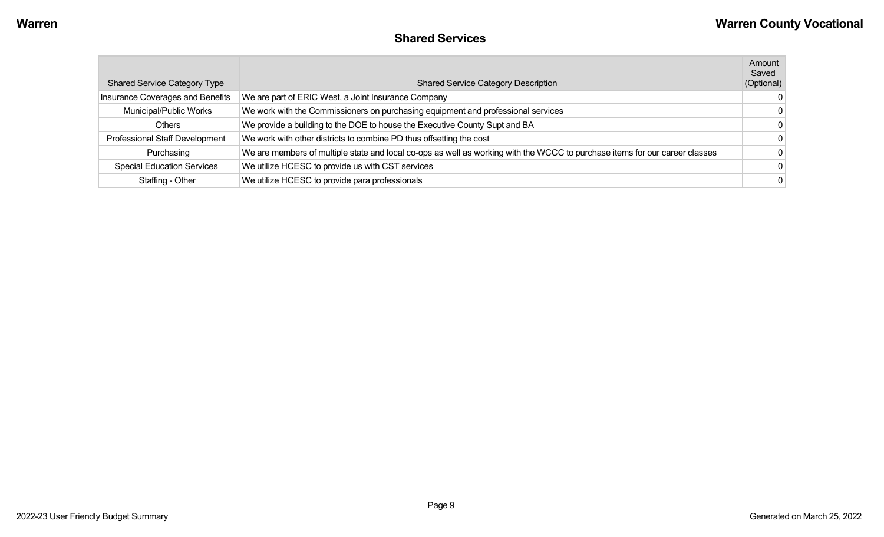## Shared Services

| Shared Service Category Type | Shared Service Category Description | Amount Saved (Optional) |
|---|---|---|
| Insurance Coverages and Benefits | We are part of ERIC West, a Joint Insurance Company | 0 |
| Municipal/Public Works | We work with the Commissioners on purchasing equipment and professional services | 0 |
| Others | We provide a building to the DOE to house the Executive County Supt and BA | 0 |
| Professional Staff Development | We work with other districts to combine PD thus offsetting the cost | 0 |
| Purchasing | We are members of multiple state and local co-ops as well as working with the WCCC to purchase items for our career classes | 0 |
| Special Education Services | We utilize HCESC to provide us with CST services | 0 |
| Staffing - Other | We utilize HCESC to provide para professionals | 0 |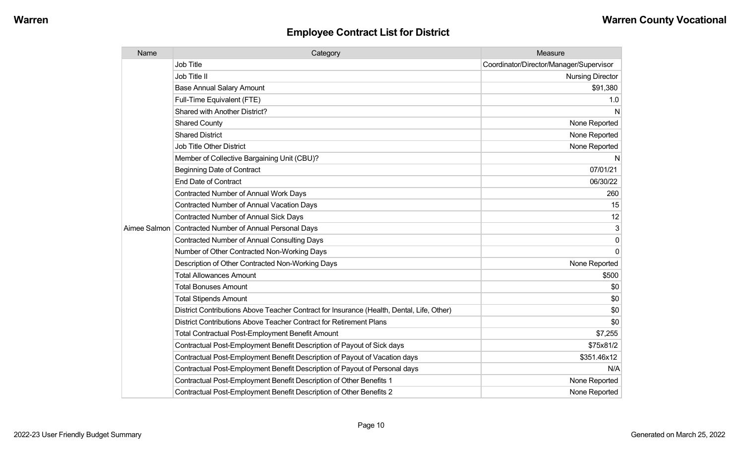## Employee Contract List for District

| Name | Category | Measure |
|---|---|---|
| Aimee Salmon | Job Title | Coordinator/Director/Manager/Supervisor |
| | Job Title II | Nursing Director |
| | Base Annual Salary Amount | $91,380 |
| | Full-Time Equivalent (FTE) | 1.0 |
| | Shared with Another District? | N |
| | Shared County | None Reported |
| | Shared District | None Reported |
| | Job Title Other District | None Reported |
| | Member of Collective Bargaining Unit (CBU)? | N |
| | Beginning Date of Contract | 07/01/21 |
| | End Date of Contract | 06/30/22 |
| | Contracted Number of Annual Work Days | 260 |
| | Contracted Number of Annual Vacation Days | 15 |
| | Contracted Number of Annual Sick Days | 12 |
| | Contracted Number of Annual Personal Days | 3 |
| | Contracted Number of Annual Consulting Days | 0 |
| | Number of Other Contracted Non-Working Days | 0 |
| | Description of Other Contracted Non-Working Days | None Reported |
| | Total Allowances Amount | $500 |
| | Total Bonuses Amount | $0 |
| | Total Stipends Amount | $0 |
| | District Contributions Above Teacher Contract for Insurance (Health, Dental, Life, Other) | $0 |
| | District Contributions Above Teacher Contract for Retirement Plans | $0 |
| | Total Contractual Post-Employment Benefit Amount | $7,255 |
| | Contractual Post-Employment Benefit Description of Payout of Sick days | $75x81/2 |
| | Contractual Post-Employment Benefit Description of Payout of Vacation days | $351.46x12 |
| | Contractual Post-Employment Benefit Description of Payout of Personal days | N/A |
| | Contractual Post-Employment Benefit Description of Other Benefits 1 | None Reported |
| | Contractual Post-Employment Benefit Description of Other Benefits 2 | None Reported |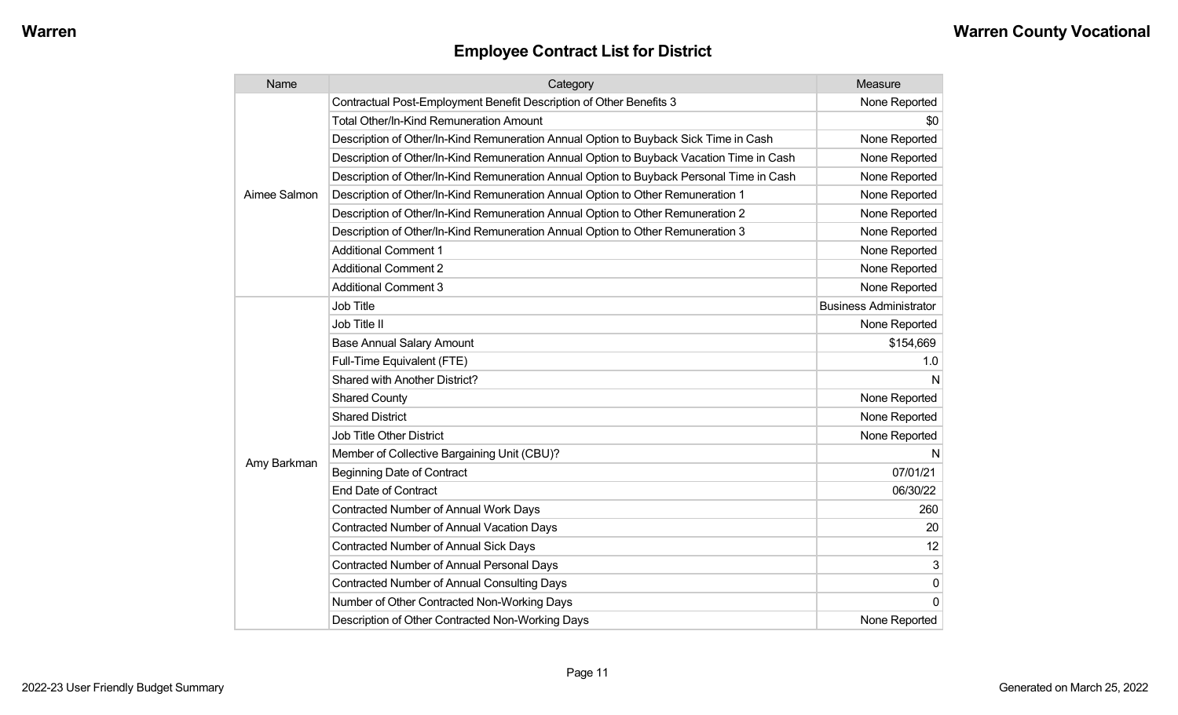## Employee Contract List for District

| Name | Category | Measure |
| --- | --- | --- |
| Aimee Salmon | Contractual Post-Employment Benefit Description of Other Benefits 3 | None Reported |
| | Total Other/In-Kind Remuneration Amount | $0 |
| | Description of Other/In-Kind Remuneration Annual Option to Buyback Sick Time in Cash | None Reported |
| | Description of Other/In-Kind Remuneration Annual Option to Buyback Vacation Time in Cash | None Reported |
| | Description of Other/In-Kind Remuneration Annual Option to Buyback Personal Time in Cash | None Reported |
| | Description of Other/In-Kind Remuneration Annual Option to Other Remuneration 1 | None Reported |
| | Description of Other/In-Kind Remuneration Annual Option to Other Remuneration 2 | None Reported |
| | Description of Other/In-Kind Remuneration Annual Option to Other Remuneration 3 | None Reported |
| | Additional Comment 1 | None Reported |
| | Additional Comment 2 | None Reported |
| | Additional Comment 3 | None Reported |
| Amy Barkman | Job Title | Business Administrator |
| | Job Title II | None Reported |
| | Base Annual Salary Amount | $154,669 |
| | Full-Time Equivalent (FTE) | 1.0 |
| | Shared with Another District? | N |
| | Shared County | None Reported |
| | Shared District | None Reported |
| | Job Title Other District | None Reported |
| | Member of Collective Bargaining Unit (CBU)? | N |
| | Beginning Date of Contract | 07/01/21 |
| | End Date of Contract | 06/30/22 |
| | Contracted Number of Annual Work Days | 260 |
| | Contracted Number of Annual Vacation Days | 20 |
| | Contracted Number of Annual Sick Days | 12 |
| | Contracted Number of Annual Personal Days | 3 |
| | Contracted Number of Annual Consulting Days | 0 |
| | Number of Other Contracted Non-Working Days | 0 |
| | Description of Other Contracted Non-Working Days | None Reported |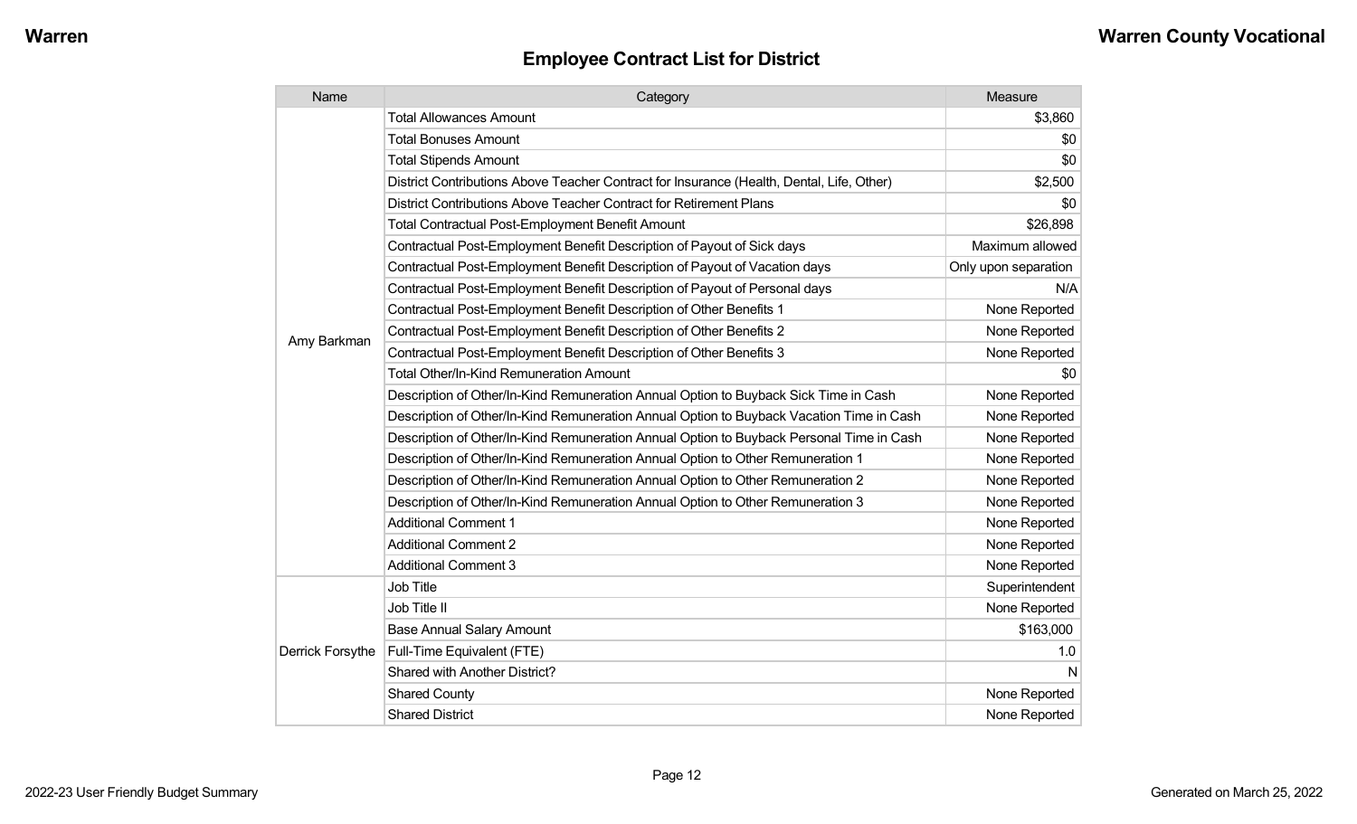## Employee Contract List for District

| Name | Category | Measure |
|---|---|---|
| Amy Barkman | Total Allowances Amount | $3,860 |
| | Total Bonuses Amount | $0 |
| | Total Stipends Amount | $0 |
| | District Contributions Above Teacher Contract for Insurance (Health, Dental, Life, Other) | $2,500 |
| | District Contributions Above Teacher Contract for Retirement Plans | $0 |
| | Total Contractual Post-Employment Benefit Amount | $26,898 |
| | Contractual Post-Employment Benefit Description of Payout of Sick days | Maximum allowed |
| | Contractual Post-Employment Benefit Description of Payout of Vacation days | Only upon separation |
| | Contractual Post-Employment Benefit Description of Payout of Personal days | N/A |
| | Contractual Post-Employment Benefit Description of Other Benefits 1 | None Reported |
| | Contractual Post-Employment Benefit Description of Other Benefits 2 | None Reported |
| | Contractual Post-Employment Benefit Description of Other Benefits 3 | None Reported |
| | Total Other/In-Kind Remuneration Amount | $0 |
| | Description of Other/In-Kind Remuneration Annual Option to Buyback Sick Time in Cash | None Reported |
| | Description of Other/In-Kind Remuneration Annual Option to Buyback Vacation Time in Cash | None Reported |
| | Description of Other/In-Kind Remuneration Annual Option to Buyback Personal Time in Cash | None Reported |
| | Description of Other/In-Kind Remuneration Annual Option to Other Remuneration 1 | None Reported |
| | Description of Other/In-Kind Remuneration Annual Option to Other Remuneration 2 | None Reported |
| | Description of Other/In-Kind Remuneration Annual Option to Other Remuneration 3 | None Reported |
| | Additional Comment 1 | None Reported |
| | Additional Comment 2 | None Reported |
| | Additional Comment 3 | None Reported |
| Derrick Forsythe | Job Title | Superintendent |
| | Job Title II | None Reported |
| | Base Annual Salary Amount | $163,000 |
| | Full-Time Equivalent (FTE) | 1.0 |
| | Shared with Another District? | N |
| | Shared County | None Reported |
| | Shared District | None Reported |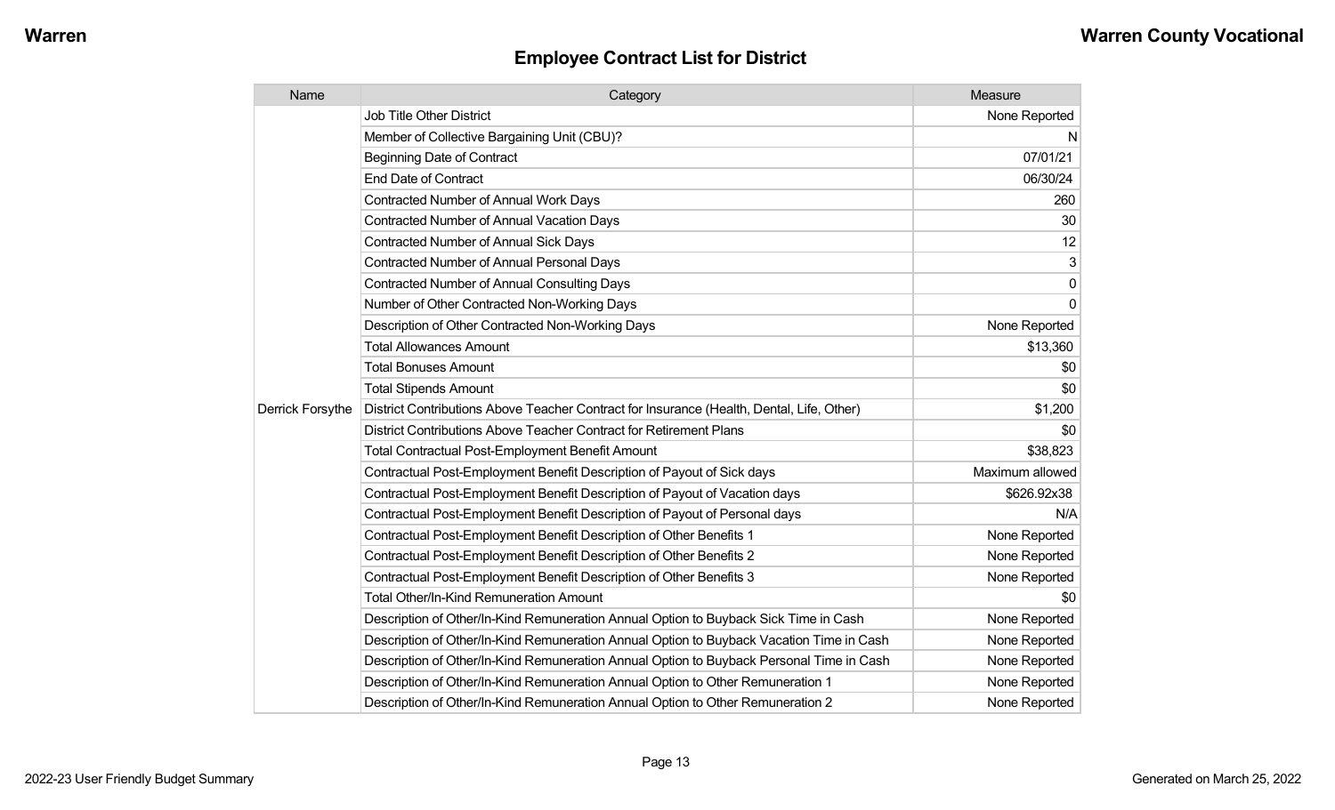## Employee Contract List for District

| Name | Category | Measure |
|---|---|---|
| Derrick Forsythe | Job Title Other District | None Reported |
| | Member of Collective Bargaining Unit (CBU)? | N |
| | Beginning Date of Contract | 07/01/21 |
| | End Date of Contract | 06/30/24 |
| | Contracted Number of Annual Work Days | 260 |
| | Contracted Number of Annual Vacation Days | 30 |
| | Contracted Number of Annual Sick Days | 12 |
| | Contracted Number of Annual Personal Days | 3 |
| | Contracted Number of Annual Consulting Days | 0 |
| | Number of Other Contracted Non-Working Days | 0 |
| | Description of Other Contracted Non-Working Days | None Reported |
| | Total Allowances Amount | $13,360 |
| | Total Bonuses Amount | $0 |
| | Total Stipends Amount | $0 |
| | District Contributions Above Teacher Contract for Insurance (Health, Dental, Life, Other) | $1,200 |
| | District Contributions Above Teacher Contract for Retirement Plans | $0 |
| | Total Contractual Post-Employment Benefit Amount | $38,823 |
| | Contractual Post-Employment Benefit Description of Payout of Sick days | Maximum allowed |
| | Contractual Post-Employment Benefit Description of Payout of Vacation days | $626.92x38 |
| | Contractual Post-Employment Benefit Description of Payout of Personal days | N/A |
| | Contractual Post-Employment Benefit Description of Other Benefits 1 | None Reported |
| | Contractual Post-Employment Benefit Description of Other Benefits 2 | None Reported |
| | Contractual Post-Employment Benefit Description of Other Benefits 3 | None Reported |
| | Total Other/In-Kind Remuneration Amount | $0 |
| | Description of Other/In-Kind Remuneration Annual Option to Buyback Sick Time in Cash | None Reported |
| | Description of Other/In-Kind Remuneration Annual Option to Buyback Vacation Time in Cash | None Reported |
| | Description of Other/In-Kind Remuneration Annual Option to Buyback Personal Time in Cash | None Reported |
| | Description of Other/In-Kind Remuneration Annual Option to Other Remuneration 1 | None Reported |
| | Description of Other/In-Kind Remuneration Annual Option to Other Remuneration 2 | None Reported |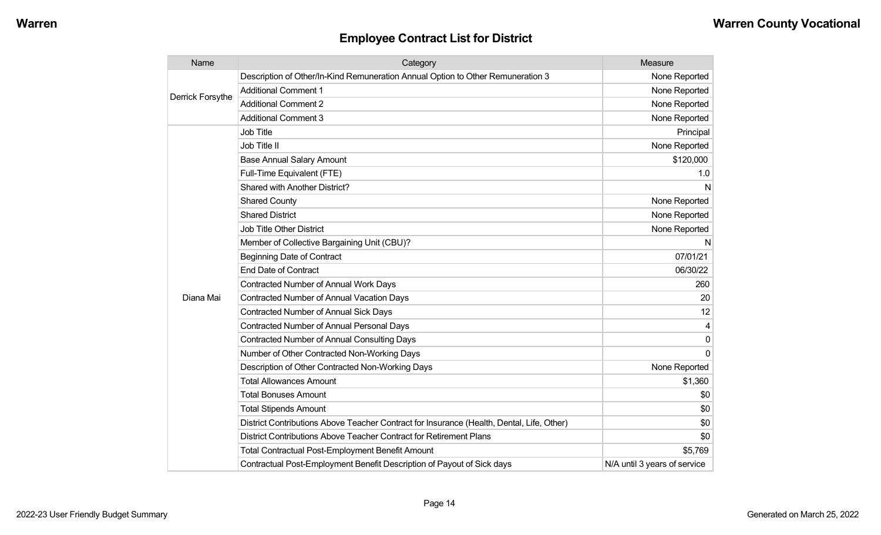## Employee Contract List for District

| Name | Category | Measure |
|---|---|---|
| Derrick Forsythe | Description of Other/In-Kind Remuneration Annual Option to Other Remuneration 3 | None Reported |
| | Additional Comment 1 | None Reported |
| | Additional Comment 2 | None Reported |
| | Additional Comment 3 | None Reported |
| Diana Mai | Job Title | Principal |
| | Job Title II | None Reported |
| | Base Annual Salary Amount | $120,000 |
| | Full-Time Equivalent (FTE) | 1.0 |
| | Shared with Another District? | N |
| | Shared County | None Reported |
| | Shared District | None Reported |
| | Job Title Other District | None Reported |
| | Member of Collective Bargaining Unit (CBU)? | N |
| | Beginning Date of Contract | 07/01/21 |
| | End Date of Contract | 06/30/22 |
| | Contracted Number of Annual Work Days | 260 |
| | Contracted Number of Annual Vacation Days | 20 |
| | Contracted Number of Annual Sick Days | 12 |
| | Contracted Number of Annual Personal Days | 4 |
| | Contracted Number of Annual Consulting Days | 0 |
| | Number of Other Contracted Non-Working Days | 0 |
| | Description of Other Contracted Non-Working Days | None Reported |
| | Total Allowances Amount | $1,360 |
| | Total Bonuses Amount | $0 |
| | Total Stipends Amount | $0 |
| | District Contributions Above Teacher Contract for Insurance (Health, Dental, Life, Other) | $0 |
| | District Contributions Above Teacher Contract for Retirement Plans | $0 |
| | Total Contractual Post-Employment Benefit Amount | $5,769 |
| | Contractual Post-Employment Benefit Description of Payout of Sick days | N/A until 3 years of service |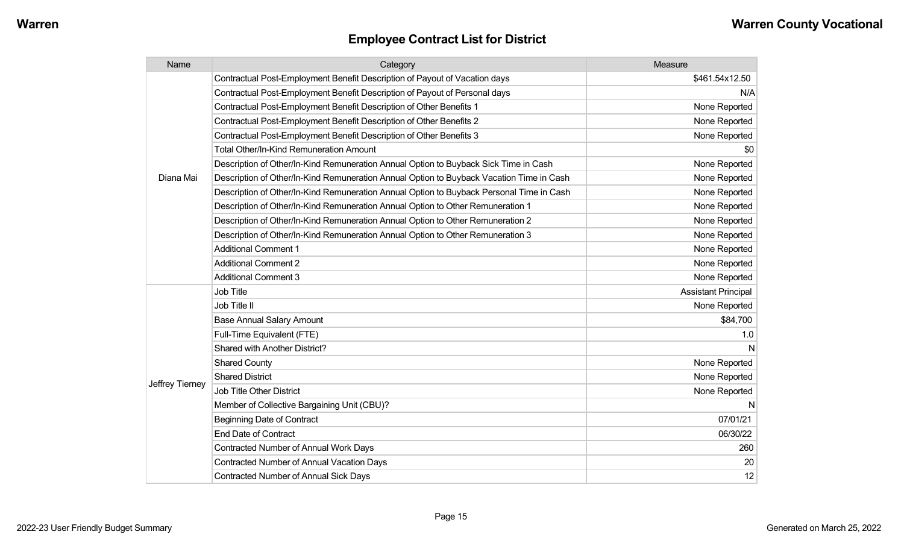## Employee Contract List for District

| Name | Category | Measure |
|---|---|---|
| Diana Mai | Contractual Post-Employment Benefit Description of Payout of Vacation days | $461.54x12.50 |
| | Contractual Post-Employment Benefit Description of Payout of Personal days | N/A |
| | Contractual Post-Employment Benefit Description of Other Benefits 1 | None Reported |
| | Contractual Post-Employment Benefit Description of Other Benefits 2 | None Reported |
| | Contractual Post-Employment Benefit Description of Other Benefits 3 | None Reported |
| | Total Other/In-Kind Remuneration Amount | $0 |
| | Description of Other/In-Kind Remuneration Annual Option to Buyback Sick Time in Cash | None Reported |
| | Description of Other/In-Kind Remuneration Annual Option to Buyback Vacation Time in Cash | None Reported |
| | Description of Other/In-Kind Remuneration Annual Option to Buyback Personal Time in Cash | None Reported |
| | Description of Other/In-Kind Remuneration Annual Option to Other Remuneration 1 | None Reported |
| | Description of Other/In-Kind Remuneration Annual Option to Other Remuneration 2 | None Reported |
| | Description of Other/In-Kind Remuneration Annual Option to Other Remuneration 3 | None Reported |
| | Additional Comment 1 | None Reported |
| | Additional Comment 2 | None Reported |
| | Additional Comment 3 | None Reported |
| Jeffrey Tierney | Job Title | Assistant Principal |
| | Job Title II | None Reported |
| | Base Annual Salary Amount | $84,700 |
| | Full-Time Equivalent (FTE) | 1.0 |
| | Shared with Another District? | N |
| | Shared County | None Reported |
| | Shared District | None Reported |
| | Job Title Other District | None Reported |
| | Member of Collective Bargaining Unit (CBU)? | N |
| | Beginning Date of Contract | 07/01/21 |
| | End Date of Contract | 06/30/22 |
| | Contracted Number of Annual Work Days | 260 |
| | Contracted Number of Annual Vacation Days | 20 |
| | Contracted Number of Annual Sick Days | 12 |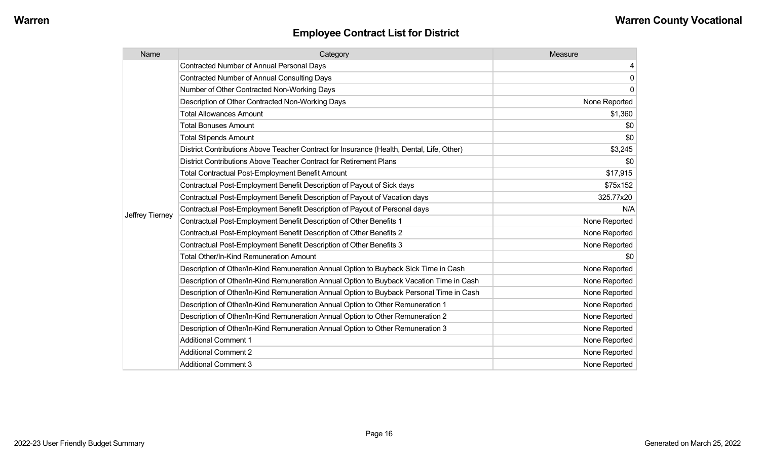## Employee Contract List for District

| Name | Category | Measure |
| --- | --- | --- |
| Jeffrey Tierney | Contracted Number of Annual Personal Days | 4 |
| | Contracted Number of Annual Consulting Days | 0 |
| | Number of Other Contracted Non-Working Days | 0 |
| | Description of Other Contracted Non-Working Days | None Reported |
| | Total Allowances Amount | $1,360 |
| | Total Bonuses Amount | $0 |
| | Total Stipends Amount | $0 |
| | District Contributions Above Teacher Contract for Insurance (Health, Dental, Life, Other) | $3,245 |
| | District Contributions Above Teacher Contract for Retirement Plans | $0 |
| | Total Contractual Post-Employment Benefit Amount | $17,915 |
| | Contractual Post-Employment Benefit Description of Payout of Sick days | $75x152 |
| | Contractual Post-Employment Benefit Description of Payout of Vacation days | 325.77x20 |
| | Contractual Post-Employment Benefit Description of Payout of Personal days | N/A |
| | Contractual Post-Employment Benefit Description of Other Benefits 1 | None Reported |
| | Contractual Post-Employment Benefit Description of Other Benefits 2 | None Reported |
| | Contractual Post-Employment Benefit Description of Other Benefits 3 | None Reported |
| | Total Other/In-Kind Remuneration Amount | $0 |
| | Description of Other/In-Kind Remuneration Annual Option to Buyback Sick Time in Cash | None Reported |
| | Description of Other/In-Kind Remuneration Annual Option to Buyback Vacation Time in Cash | None Reported |
| | Description of Other/In-Kind Remuneration Annual Option to Buyback Personal Time in Cash | None Reported |
| | Description of Other/In-Kind Remuneration Annual Option to Other Remuneration 1 | None Reported |
| | Description of Other/In-Kind Remuneration Annual Option to Other Remuneration 2 | None Reported |
| | Description of Other/In-Kind Remuneration Annual Option to Other Remuneration 3 | None Reported |
| | Additional Comment 1 | None Reported |
| | Additional Comment 2 | None Reported |
| | Additional Comment 3 | None Reported |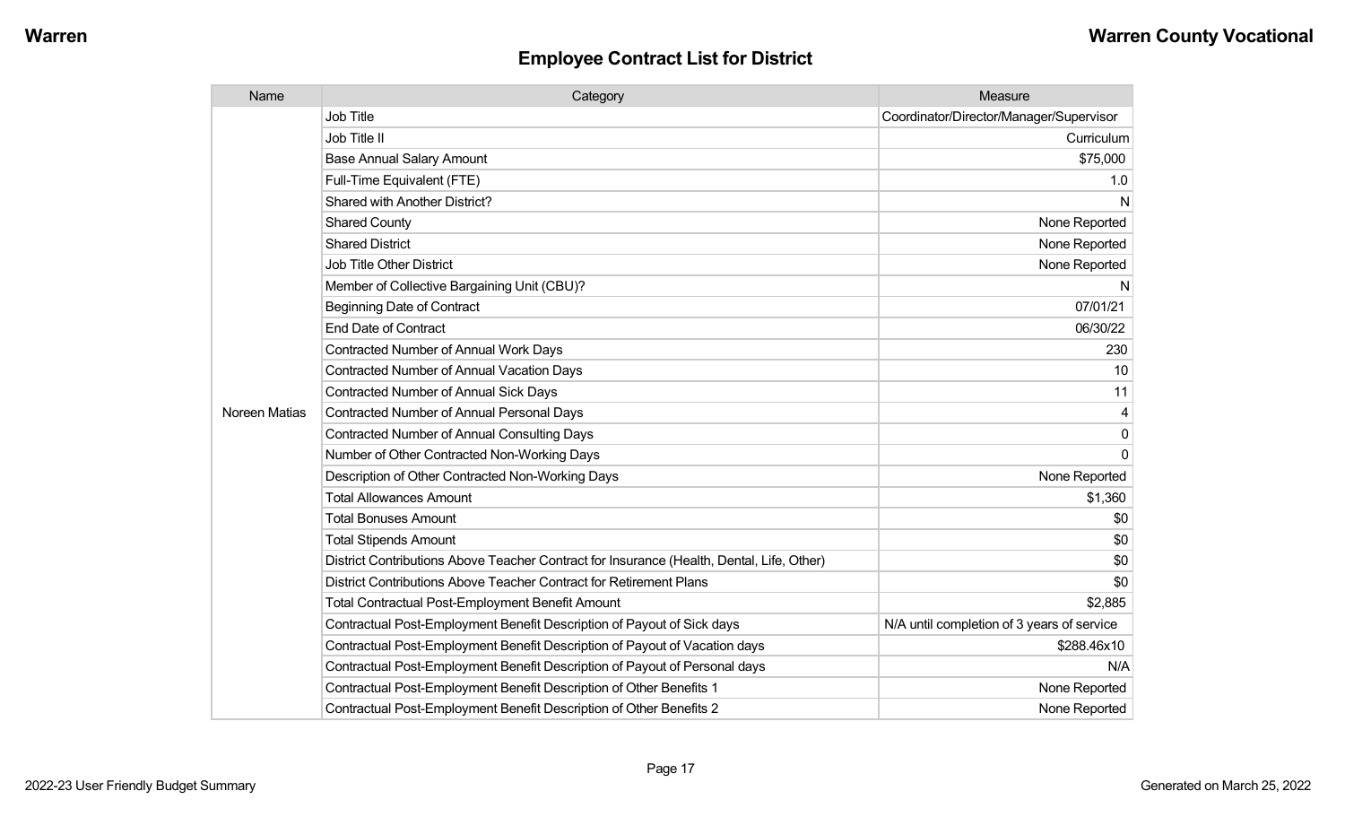## Employee Contract List for District

| Name | Category | Measure |
|---|---|---|
| Noreen Matias | Job Title | Coordinator/Director/Manager/Supervisor |
| | Job Title II | Curriculum |
| | Base Annual Salary Amount | $75,000 |
| | Full-Time Equivalent (FTE) | 1.0 |
| | Shared with Another District? | N |
| | Shared County | None Reported |
| | Shared District | None Reported |
| | Job Title Other District | None Reported |
| | Member of Collective Bargaining Unit (CBU)? | N |
| | Beginning Date of Contract | 07/01/21 |
| | End Date of Contract | 06/30/22 |
| | Contracted Number of Annual Work Days | 230 |
| | Contracted Number of Annual Vacation Days | 10 |
| | Contracted Number of Annual Sick Days | 11 |
| | Contracted Number of Annual Personal Days | 4 |
| | Contracted Number of Annual Consulting Days | 0 |
| | Number of Other Contracted Non-Working Days | 0 |
| | Description of Other Contracted Non-Working Days | None Reported |
| | Total Allowances Amount | $1,360 |
| | Total Bonuses Amount | $0 |
| | Total Stipends Amount | $0 |
| | District Contributions Above Teacher Contract for Insurance (Health, Dental, Life, Other) | $0 |
| | District Contributions Above Teacher Contract for Retirement Plans | $0 |
| | Total Contractual Post-Employment Benefit Amount | $2,885 |
| | Contractual Post-Employment Benefit Description of Payout of Sick days | N/A until completion of 3 years of service |
| | Contractual Post-Employment Benefit Description of Payout of Vacation days | $288.46x10 |
| | Contractual Post-Employment Benefit Description of Payout of Personal days | N/A |
| | Contractual Post-Employment Benefit Description of Other Benefits 1 | None Reported |
| | Contractual Post-Employment Benefit Description of Other Benefits 2 | None Reported |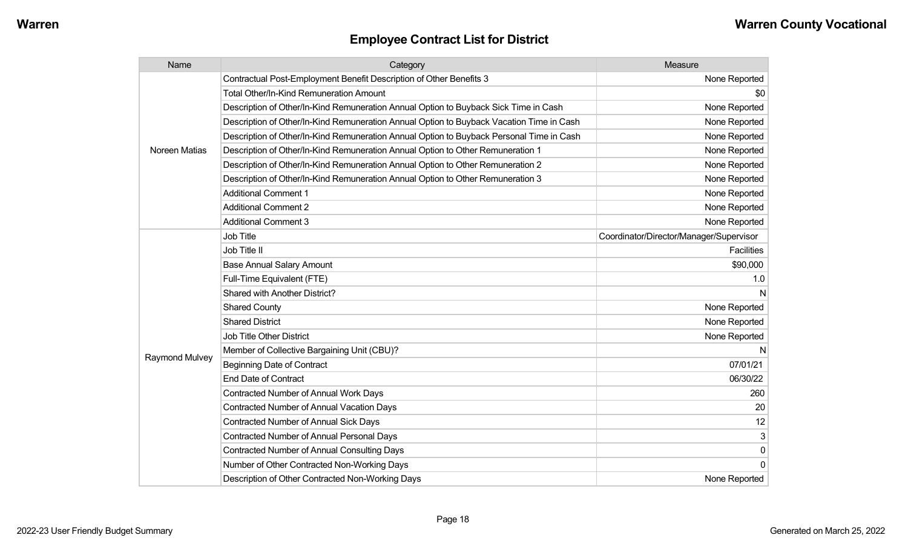## Employee Contract List for District

| Name | Category | Measure |
|---|---|---|
| Noreen Matias | Contractual Post-Employment Benefit Description of Other Benefits 3 | None Reported |
| | Total Other/In-Kind Remuneration Amount | $0 |
| | Description of Other/In-Kind Remuneration Annual Option to Buyback Sick Time in Cash | None Reported |
| | Description of Other/In-Kind Remuneration Annual Option to Buyback Vacation Time in Cash | None Reported |
| | Description of Other/In-Kind Remuneration Annual Option to Buyback Personal Time in Cash | None Reported |
| | Description of Other/In-Kind Remuneration Annual Option to Other Remuneration 1 | None Reported |
| | Description of Other/In-Kind Remuneration Annual Option to Other Remuneration 2 | None Reported |
| | Description of Other/In-Kind Remuneration Annual Option to Other Remuneration 3 | None Reported |
| | Additional Comment 1 | None Reported |
| | Additional Comment 2 | None Reported |
| | Additional Comment 3 | None Reported |
| Raymond Mulvey | Job Title | Coordinator/Director/Manager/Supervisor |
| | Job Title II | Facilities |
| | Base Annual Salary Amount | $90,000 |
| | Full-Time Equivalent (FTE) | 1.0 |
| | Shared with Another District? | N |
| | Shared County | None Reported |
| | Shared District | None Reported |
| | Job Title Other District | None Reported |
| | Member of Collective Bargaining Unit (CBU)? | N |
| | Beginning Date of Contract | 07/01/21 |
| | End Date of Contract | 06/30/22 |
| | Contracted Number of Annual Work Days | 260 |
| | Contracted Number of Annual Vacation Days | 20 |
| | Contracted Number of Annual Sick Days | 12 |
| | Contracted Number of Annual Personal Days | 3 |
| | Contracted Number of Annual Consulting Days | 0 |
| | Number of Other Contracted Non-Working Days | 0 |
| | Description of Other Contracted Non-Working Days | None Reported |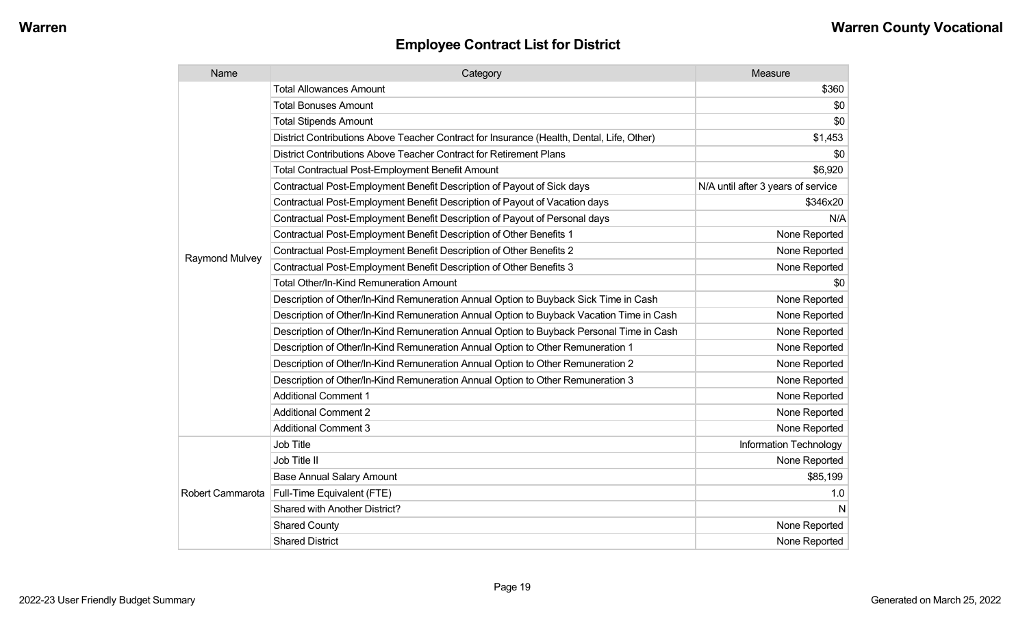## Employee Contract List for District

| Name | Category | Measure |
|---|---|---|
| Raymond Mulvey | Total Allowances Amount | $360 |
| | Total Bonuses Amount | $0 |
| | Total Stipends Amount | $0 |
| | District Contributions Above Teacher Contract for Insurance (Health, Dental, Life, Other) | $1,453 |
| | District Contributions Above Teacher Contract for Retirement Plans | $0 |
| | Total Contractual Post-Employment Benefit Amount | $6,920 |
| | Contractual Post-Employment Benefit Description of Payout of Sick days | N/A until after 3 years of service |
| | Contractual Post-Employment Benefit Description of Payout of Vacation days | $346x20 |
| | Contractual Post-Employment Benefit Description of Payout of Personal days | N/A |
| | Contractual Post-Employment Benefit Description of Other Benefits 1 | None Reported |
| | Contractual Post-Employment Benefit Description of Other Benefits 2 | None Reported |
| | Contractual Post-Employment Benefit Description of Other Benefits 3 | None Reported |
| | Total Other/In-Kind Remuneration Amount | $0 |
| | Description of Other/In-Kind Remuneration Annual Option to Buyback Sick Time in Cash | None Reported |
| | Description of Other/In-Kind Remuneration Annual Option to Buyback Vacation Time in Cash | None Reported |
| | Description of Other/In-Kind Remuneration Annual Option to Buyback Personal Time in Cash | None Reported |
| | Description of Other/In-Kind Remuneration Annual Option to Other Remuneration 1 | None Reported |
| | Description of Other/In-Kind Remuneration Annual Option to Other Remuneration 2 | None Reported |
| | Description of Other/In-Kind Remuneration Annual Option to Other Remuneration 3 | None Reported |
| | Additional Comment 1 | None Reported |
| | Additional Comment 2 | None Reported |
| | Additional Comment 3 | None Reported |
| Robert Cammarota | Job Title | Information Technology |
| | Job Title II | None Reported |
| | Base Annual Salary Amount | $85,199 |
| | Full-Time Equivalent (FTE) | 1.0 |
| | Shared with Another District? | N |
| | Shared County | None Reported |
| | Shared District | None Reported |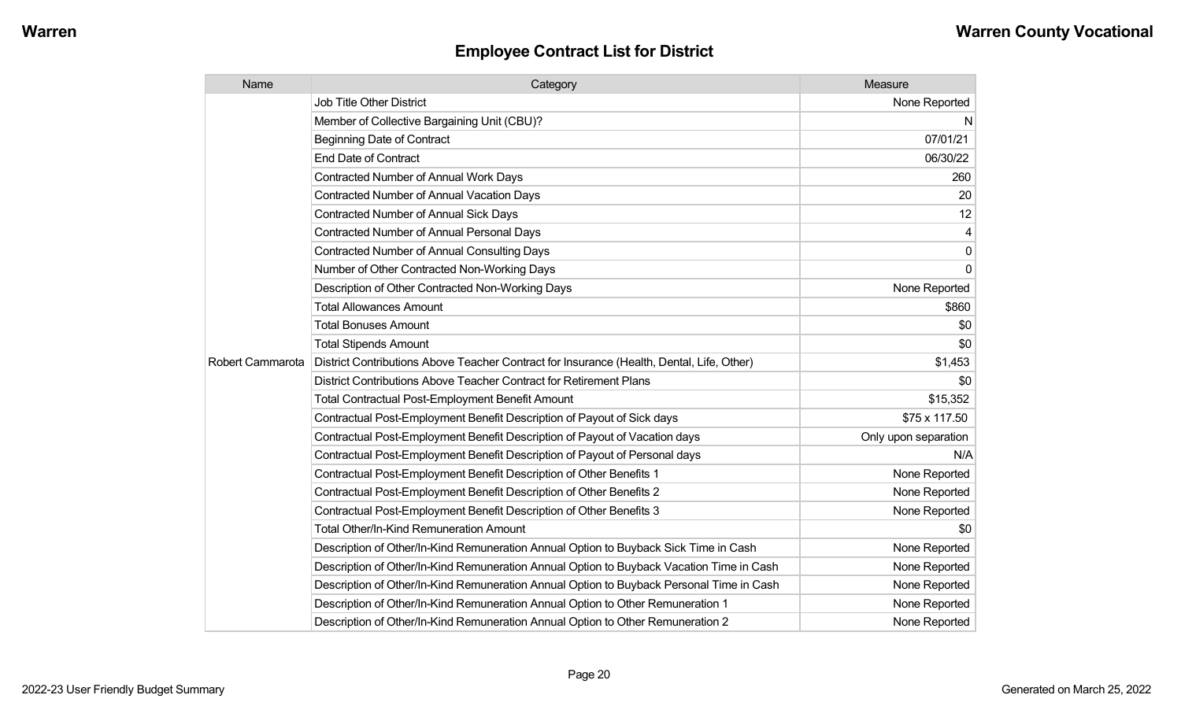## Employee Contract List for District

| Name | Category | Measure |
|---|---|---|
| Robert Cammarota | Job Title Other District | None Reported |
| | Member of Collective Bargaining Unit (CBU)? | N |
| | Beginning Date of Contract | 07/01/21 |
| | End Date of Contract | 06/30/22 |
| | Contracted Number of Annual Work Days | 260 |
| | Contracted Number of Annual Vacation Days | 20 |
| | Contracted Number of Annual Sick Days | 12 |
| | Contracted Number of Annual Personal Days | 4 |
| | Contracted Number of Annual Consulting Days | 0 |
| | Number of Other Contracted Non-Working Days | 0 |
| | Description of Other Contracted Non-Working Days | None Reported |
| | Total Allowances Amount | $860 |
| | Total Bonuses Amount | $0 |
| | Total Stipends Amount | $0 |
| | District Contributions Above Teacher Contract for Insurance (Health, Dental, Life, Other) | $1,453 |
| | District Contributions Above Teacher Contract for Retirement Plans | $0 |
| | Total Contractual Post-Employment Benefit Amount | $15,352 |
| | Contractual Post-Employment Benefit Description of Payout of Sick days | $75 x 117.50 |
| | Contractual Post-Employment Benefit Description of Payout of Vacation days | Only upon separation |
| | Contractual Post-Employment Benefit Description of Payout of Personal days | N/A |
| | Contractual Post-Employment Benefit Description of Other Benefits 1 | None Reported |
| | Contractual Post-Employment Benefit Description of Other Benefits 2 | None Reported |
| | Contractual Post-Employment Benefit Description of Other Benefits 3 | None Reported |
| | Total Other/In-Kind Remuneration Amount | $0 |
| | Description of Other/In-Kind Remuneration Annual Option to Buyback Sick Time in Cash | None Reported |
| | Description of Other/In-Kind Remuneration Annual Option to Buyback Vacation Time in Cash | None Reported |
| | Description of Other/In-Kind Remuneration Annual Option to Buyback Personal Time in Cash | None Reported |
| | Description of Other/In-Kind Remuneration Annual Option to Other Remuneration 1 | None Reported |
| | Description of Other/In-Kind Remuneration Annual Option to Other Remuneration 2 | None Reported |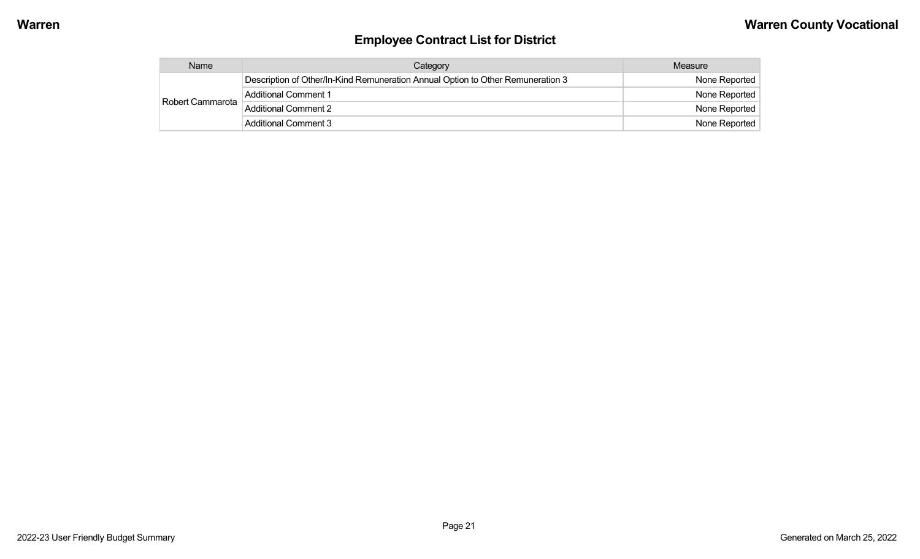## Employee Contract List for District

| Name | Category | Measure |
| --- | --- | --- |
| Robert Cammarota | Description of Other/In-Kind Remuneration Annual Option to Other Remuneration 3 | None Reported |
| | Additional Comment 1 | None Reported |
| | Additional Comment 2 | None Reported |
| | Additional Comment 3 | None Reported |